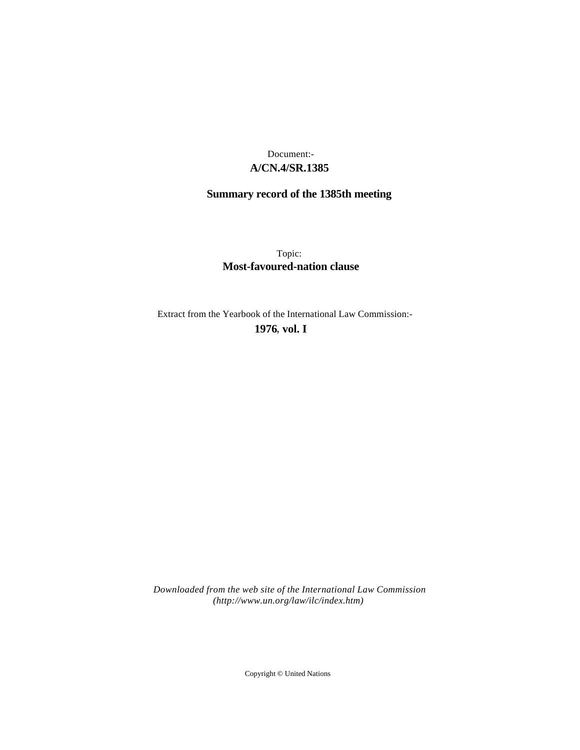Document:-

**A/CN.4/SR.1385**

**Summary record of the 1385th meeting**

Topic:

**Most-favoured-nation clause**

Extract from the Yearbook of the International Law Commission:-

**1976, vol. I**

*Downloaded from the web site of the International Law Commission (http://www.un.org/law/ilc/index.htm)*

Copyright © United Nations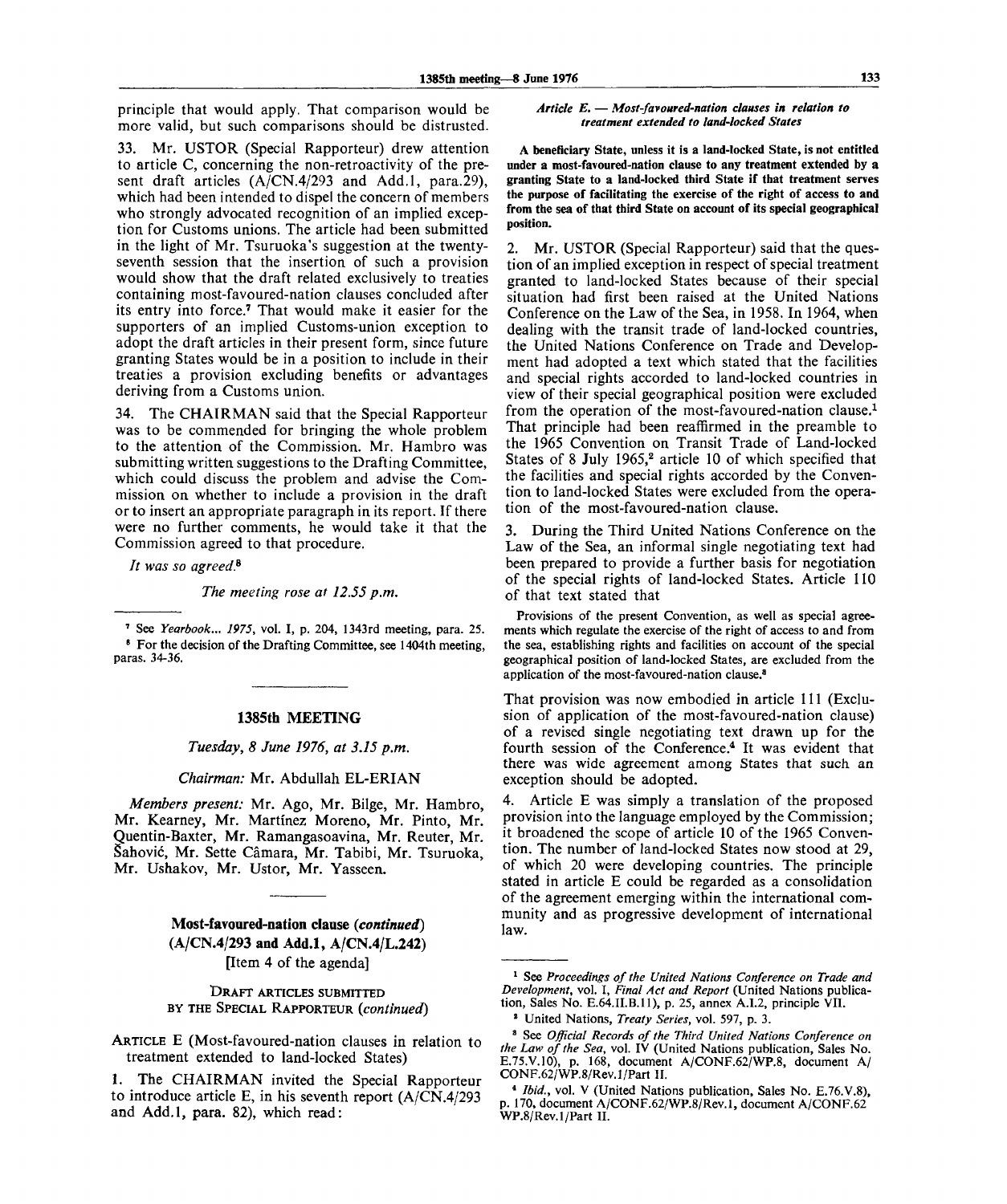principle that would apply. That comparison would be more valid, but such comparisons should be distrusted.

33. Mr. USTOR (Special Rapporteur) drew attention to article C, concerning the non-retroactivity of the present draft articles (A/CN.4/293 and Add.1, para.29), which had been intended to dispel the concern of members who strongly advocated recognition of an implied exception for Customs unions. The article had been submitted in the light of Mr. Tsuruoka's suggestion at the twenty-seventh session that the insertion of such a provision would show that the draft related exclusively to treaties containing most-favoured-nation clauses concluded after its entry into force.[7] That would make it easier for the supporters of an implied Customs-union exception to adopt the draft articles in their present form, since future granting States would be in a position to include in their treaties a provision excluding benefits or advantages deriving from a Customs union.

34. The CHAIRMAN said that the Special Rapporteur was to be commended for bringing the whole problem to the attention of the Commission. Mr. Hambro was submitting written suggestions to the Drafting Committee, which could discuss the problem and advise the Commission on whether to include a provision in the draft or to insert an appropriate paragraph in its report. If there were no further comments, he would take it that the Commission agreed to that procedure.

*It was so agreed.*[8]

*The meeting rose at 12.55 p.m.*

---

[7] See *Yearbook... 1975*, vol. I, p. 204, 1343rd meeting, para. 25.

[8] For the decision of the Drafting Committee, see 1404th meeting, paras. 34-36.

## 1385th MEETING

*Tuesday, 8 June 1976, at 3.15 p.m.*

*Chairman:* Mr. Abdullah EL-ERIAN

*Members present:* Mr. Ago, Mr. Bilge, Mr. Hambro, Mr. Kearney, Mr. Martínez Moreno, Mr. Pinto, Mr. Quentin-Baxter, Mr. Ramangasoavina, Mr. Reuter, Mr. Šahović, Mr. Sette Câmara, Mr. Tabibi, Mr. Tsuruoka, Mr. Ushakov, Mr. Ustor, Mr. Yasseen.

### Most-favoured-nation clause (*continued*) (A/CN.4/293 and Add.1, A/CN.4/L.242)

[Item 4 of the agenda]

DRAFT ARTICLES SUBMITTED BY THE SPECIAL RAPPORTEUR (*continued*)

ARTICLE E (Most-favoured-nation clauses in relation to treatment extended to land-locked States)

1. The CHAIRMAN invited the Special Rapporteur to introduce article E, in his seventh report (A/CN.4/293 and Add.1, para. 82), which read:

***Article E. — Most-favoured-nation clauses in relation to treatment extended to land-locked States***

**A beneficiary State, unless it is a land-locked State, is not entitled under a most-favoured-nation clause to any treatment extended by a granting State to a land-locked third State if that treatment serves the purpose of facilitating the exercise of the right of access to and from the sea of that third State on account of its special geographical position.**

2. Mr. USTOR (Special Rapporteur) said that the question of an implied exception in respect of special treatment granted to land-locked States because of their special situation had first been raised at the United Nations Conference on the Law of the Sea, in 1958. In 1964, when dealing with the transit trade of land-locked countries, the United Nations Conference on Trade and Development had adopted a text which stated that the facilities and special rights accorded to land-locked countries in view of their special geographical position were excluded from the operation of the most-favoured-nation clause.[1] That principle had been reaffirmed in the preamble to the 1965 Convention on Transit Trade of Land-locked States of 8 July 1965,[2] article 10 of which specified that the facilities and special rights accorded by the Convention to land-locked States were excluded from the operation of the most-favoured-nation clause.

3. During the Third United Nations Conference on the Law of the Sea, an informal single negotiating text had been prepared to provide a further basis for negotiation of the special rights of land-locked States. Article 110 of that text stated that

> Provisions of the present Convention, as well as special agreements which regulate the exercise of the right of access to and from the sea, establishing rights and facilities on account of the special geographical position of land-locked States, are excluded from the application of the most-favoured-nation clause.[3]

That provision was now embodied in article 111 (Exclusion of application of the most-favoured-nation clause) of a revised single negotiating text drawn up for the fourth session of the Conference.[4] It was evident that there was wide agreement among States that such an exception should be adopted.

4. Article E was simply a translation of the proposed provision into the language employed by the Commission; it broadened the scope of article 10 of the 1965 Convention. The number of land-locked States now stood at 29, of which 20 were developing countries. The principle stated in article E could be regarded as a consolidation of the agreement emerging within the international community and as progressive development of international law.

---

[1] See *Proceedings of the United Nations Conference on Trade and Development*, vol. I, *Final Act and Report* (United Nations publication, Sales No. E.64.II.B.11), p. 25, annex A.I.2, principle VII.

[2] United Nations, *Treaty Series*, vol. 597, p. 3.

[3] See *Official Records of the Third United Nations Conference on the Law of the Sea*, vol. IV (United Nations publication, Sales No. E.75.V.10), p. 168, document A/CONF.62/WP.8, document A/CONF.62/WP.8/Rev.1/Part II.

[4] *Ibid.*, vol. V (United Nations publication, Sales No. E.76.V.8), p. 170, document A/CONF.62/WP.8/Rev.1, document A/CONF.62 WP.8/Rev.1/Part II.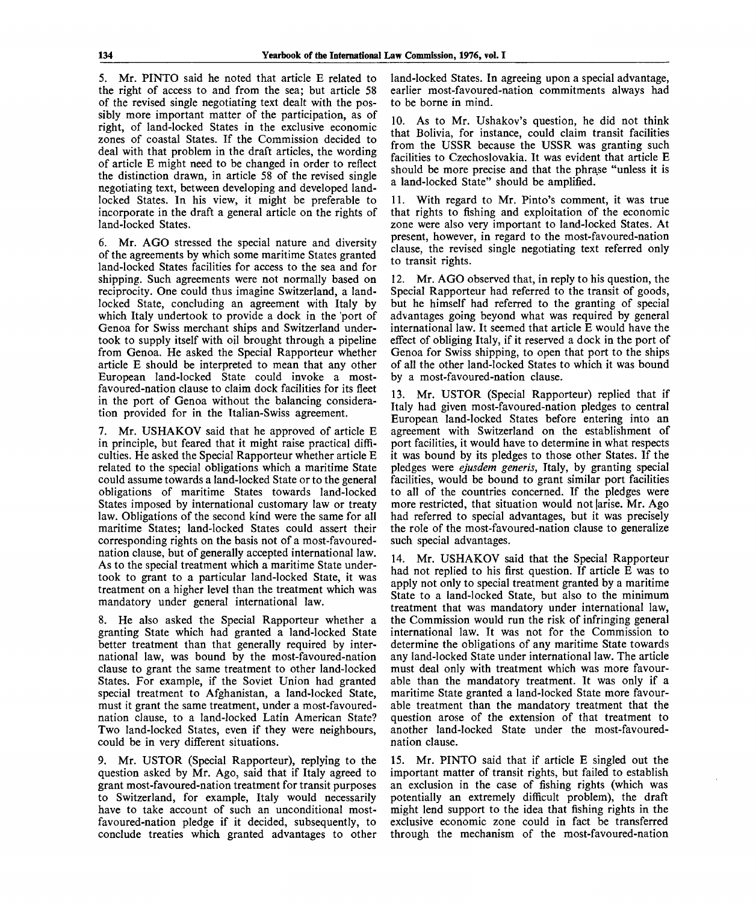5. Mr. PINTO said he noted that article E related to the right of access to and from the sea; but article 58 of the revised single negotiating text dealt with the possibly more important matter of the participation, as of right, of land-locked States in the exclusive economic zones of coastal States. If the Commission decided to deal with that problem in the draft articles, the wording of article E might need to be changed in order to reflect the distinction drawn, in article 58 of the revised single negotiating text, between developing and developed land-locked States. In his view, it might be preferable to incorporate in the draft a general article on the rights of land-locked States.

6. Mr. AGO stressed the special nature and diversity of the agreements by which some maritime States granted land-locked States facilities for access to the sea and for shipping. Such agreements were not normally based on reciprocity. One could thus imagine Switzerland, a land-locked State, concluding an agreement with Italy by which Italy undertook to provide a dock in the port of Genoa for Swiss merchant ships and Switzerland undertook to supply itself with oil brought through a pipeline from Genoa. He asked the Special Rapporteur whether article E should be interpreted to mean that any other European land-locked State could invoke a most-favoured-nation clause to claim dock facilities for its fleet in the port of Genoa without the balancing consideration provided for in the Italian-Swiss agreement.

7. Mr. USHAKOV said that he approved of article E in principle, but feared that it might raise practical difficulties. He asked the Special Rapporteur whether article E related to the special obligations which a maritime State could assume towards a land-locked State or to the general obligations of maritime States towards land-locked States imposed by international customary law or treaty law. Obligations of the second kind were the same for all maritime States; land-locked States could assert their corresponding rights on the basis not of a most-favoured-nation clause, but of generally accepted international law. As to the special treatment which a maritime State undertook to grant to a particular land-locked State, it was treatment on a higher level than the treatment which was mandatory under general international law.

8. He also asked the Special Rapporteur whether a granting State which had granted a land-locked State better treatment than that generally required by international law, was bound by the most-favoured-nation clause to grant the same treatment to other land-locked States. For example, if the Soviet Union had granted special treatment to Afghanistan, a land-locked State, must it grant the same treatment, under a most-favoured-nation clause, to a land-locked Latin American State? Two land-locked States, even if they were neighbours, could be in very different situations.

9. Mr. USTOR (Special Rapporteur), replying to the question asked by Mr. Ago, said that if Italy agreed to grant most-favoured-nation treatment for transit purposes to Switzerland, for example, Italy would necessarily have to take account of such an unconditional most-favoured-nation pledge if it decided, subsequently, to conclude treaties which granted advantages to other land-locked States. In agreeing upon a special advantage, earlier most-favoured-nation commitments always had to be borne in mind.

10. As to Mr. Ushakov's question, he did not think that Bolivia, for instance, could claim transit facilities from the USSR because the USSR was granting such facilities to Czechoslovakia. It was evident that article E should be more precise and that the phrase "unless it is a land-locked State" should be amplified.

11. With regard to Mr. Pinto's comment, it was true that rights to fishing and exploitation of the economic zone were also very important to land-locked States. At present, however, in regard to the most-favoured-nation clause, the revised single negotiating text referred only to transit rights.

12. Mr. AGO observed that, in reply to his question, the Special Rapporteur had referred to the transit of goods, but he himself had referred to the granting of special advantages going beyond what was required by general international law. It seemed that article E would have the effect of obliging Italy, if it reserved a dock in the port of Genoa for Swiss shipping, to open that port to the ships of all the other land-locked States to which it was bound by a most-favoured-nation clause.

13. Mr. USTOR (Special Rapporteur) replied that if Italy had given most-favoured-nation pledges to central European land-locked States before entering into an agreement with Switzerland on the establishment of port facilities, it would have to determine in what respects it was bound by its pledges to those other States. If the pledges were *ejusdem generis*, Italy, by granting special facilities, would be bound to grant similar port facilities to all of the countries concerned. If the pledges were more restricted, that situation would not arise. Mr. Ago had referred to special advantages, but it was precisely the role of the most-favoured-nation clause to generalize such special advantages.

14. Mr. USHAKOV said that the Special Rapporteur had not replied to his first question. If article E was to apply not only to special treatment granted by a maritime State to a land-locked State, but also to the minimum treatment that was mandatory under international law, the Commission would run the risk of infringing general international law. It was not for the Commission to determine the obligations of any maritime State towards any land-locked State under international law. The article must deal only with treatment which was more favourable than the mandatory treatment. It was only if a maritime State granted a land-locked State more favourable treatment than the mandatory treatment that the question arose of the extension of that treatment to another land-locked State under the most-favoured-nation clause.

15. Mr. PINTO said that if article E singled out the important matter of transit rights, but failed to establish an exclusion in the case of fishing rights (which was potentially an extremely difficult problem), the draft might lend support to the idea that fishing rights in the exclusive economic zone could in fact be transferred through the mechanism of the most-favoured-nation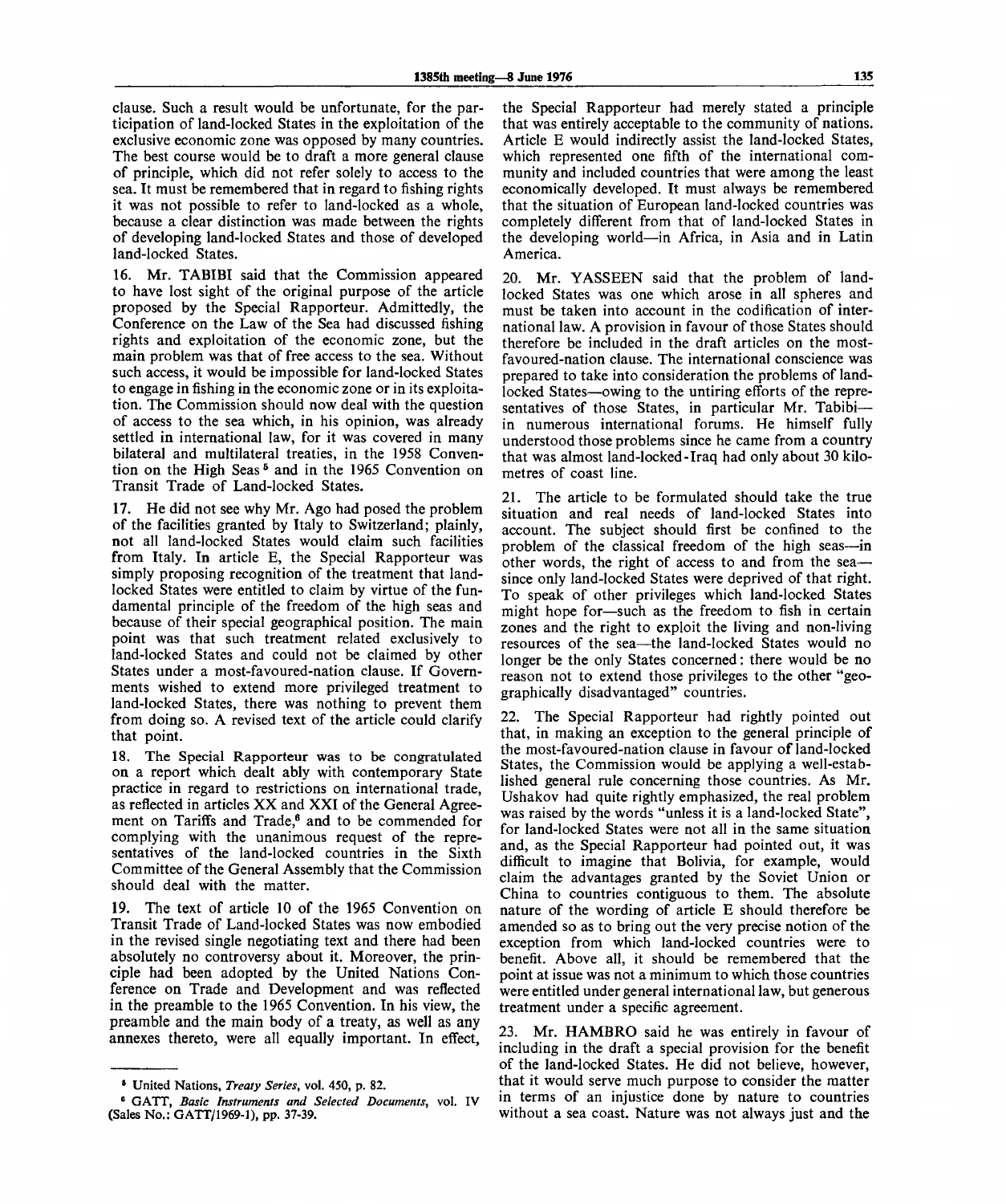clause. Such a result would be unfortunate, for the participation of land-locked States in the exploitation of the exclusive economic zone was opposed by many countries. The best course would be to draft a more general clause of principle, which did not refer solely to access to the sea. It must be remembered that in regard to fishing rights it was not possible to refer to land-locked as a whole, because a clear distinction was made between the rights of developing land-locked States and those of developed land-locked States.

16. Mr. TABIBI said that the Commission appeared to have lost sight of the original purpose of the article proposed by the Special Rapporteur. Admittedly, the Conference on the Law of the Sea had discussed fishing rights and exploitation of the economic zone, but the main problem was that of free access to the sea. Without such access, it would be impossible for land-locked States to engage in fishing in the economic zone or in its exploitation. The Commission should now deal with the question of access to the sea which, in his opinion, was already settled in international law, for it was covered in many bilateral and multilateral treaties, in the 1958 Convention on the High Seas [5] and in the 1965 Convention on Transit Trade of Land-locked States.

17. He did not see why Mr. Ago had posed the problem of the facilities granted by Italy to Switzerland; plainly, not all land-locked States would claim such facilities from Italy. In article E, the Special Rapporteur was simply proposing recognition of the treatment that land-locked States were entitled to claim by virtue of the fundamental principle of the freedom of the high seas and because of their special geographical position. The main point was that such treatment related exclusively to land-locked States and could not be claimed by other States under a most-favoured-nation clause. If Governments wished to extend more privileged treatment to land-locked States, there was nothing to prevent them from doing so. A revised text of the article could clarify that point.

18. The Special Rapporteur was to be congratulated on a report which dealt ably with contemporary State practice in regard to restrictions on international trade, as reflected in articles XX and XXI of the General Agreement on Tariffs and Trade,[6] and to be commended for complying with the unanimous request of the representatives of the land-locked countries in the Sixth Committee of the General Assembly that the Commission should deal with the matter.

19. The text of article 10 of the 1965 Convention on Transit Trade of Land-locked States was now embodied in the revised single negotiating text and there had been absolutely no controversy about it. Moreover, the principle had been adopted by the United Nations Conference on Trade and Development and was reflected in the preamble to the 1965 Convention. In his view, the preamble and the main body of a treaty, as well as any annexes thereto, were all equally important. In effect, the Special Rapporteur had merely stated a principle that was entirely acceptable to the community of nations. Article E would indirectly assist the land-locked States, which represented one fifth of the international community and included countries that were among the least economically developed. It must always be remembered that the situation of European land-locked countries was completely different from that of land-locked States in the developing world—in Africa, in Asia and in Latin America.

20. Mr. YASSEEN said that the problem of land-locked States was one which arose in all spheres and must be taken into account in the codification of international law. A provision in favour of those States should therefore be included in the draft articles on the most-favoured-nation clause. The international conscience was prepared to take into consideration the problems of land-locked States—owing to the untiring efforts of the representatives of those States, in particular Mr. Tabibi—in numerous international forums. He himself fully understood those problems since he came from a country that was almost land-locked-Iraq had only about 30 kilometres of coast line.

21. The article to be formulated should take the true situation and real needs of land-locked States into account. The subject should first be confined to the problem of the classical freedom of the high seas—in other words, the right of access to and from the sea—since only land-locked States were deprived of that right. To speak of other privileges which land-locked States might hope for—such as the freedom to fish in certain zones and the right to exploit the living and non-living resources of the sea—the land-locked States would no longer be the only States concerned: there would be no reason not to extend those privileges to the other "geographically disadvantaged" countries.

22. The Special Rapporteur had rightly pointed out that, in making an exception to the general principle of the most-favoured-nation clause in favour of land-locked States, the Commission would be applying a well-established general rule concerning those countries. As Mr. Ushakov had quite rightly emphasized, the real problem was raised by the words "unless it is a land-locked State", for land-locked States were not all in the same situation and, as the Special Rapporteur had pointed out, it was difficult to imagine that Bolivia, for example, would claim the advantages granted by the Soviet Union or China to countries contiguous to them. The absolute nature of the wording of article E should therefore be amended so as to bring out the very precise notion of the exception from which land-locked countries were to benefit. Above all, it should be remembered that the point at issue was not a minimum to which those countries were entitled under general international law, but generous treatment under a specific agreement.

23. Mr. HAMBRO said he was entirely in favour of including in the draft a special provision for the benefit of the land-locked States. He did not believe, however, that it would serve much purpose to consider the matter in terms of an injustice done by nature to countries without a sea coast. Nature was not always just and the

---

[5] United Nations, *Treaty Series*, vol. 450, p. 82.

[6] GATT, *Basic Instruments and Selected Documents*, vol. IV (Sales No.: GATT/1969-1), pp. 37-39.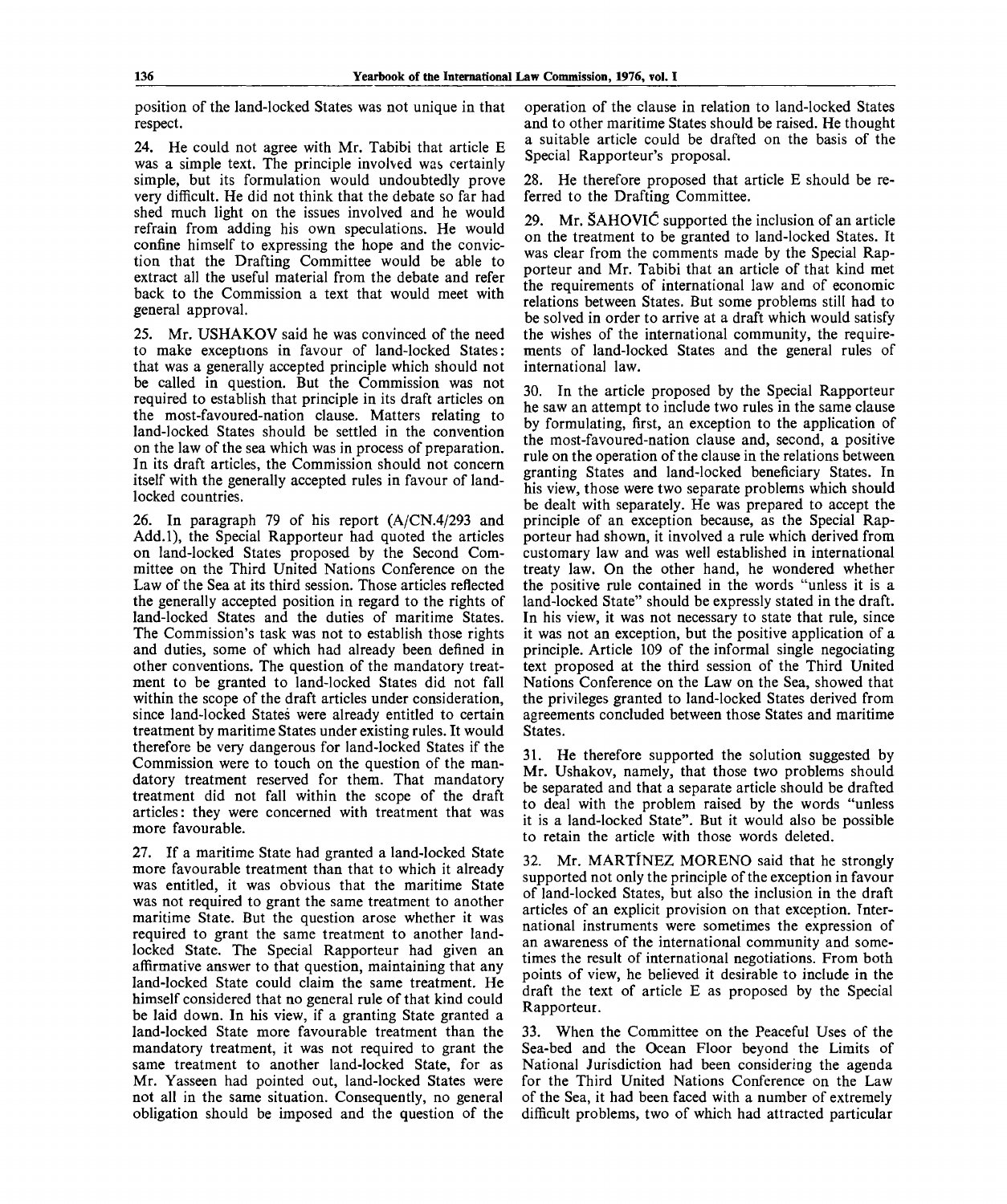position of the land-locked States was not unique in that respect.

24. He could not agree with Mr. Tabibi that article E was a simple text. The principle involved was certainly simple, but its formulation would undoubtedly prove very difficult. He did not think that the debate so far had shed much light on the issues involved and he would refrain from adding his own speculations. He would confine himself to expressing the hope and the conviction that the Drafting Committee would be able to extract all the useful material from the debate and refer back to the Commission a text that would meet with general approval.

25. Mr. USHAKOV said he was convinced of the need to make exceptions in favour of land-locked States: that was a generally accepted principle which should not be called in question. But the Commission was not required to establish that principle in its draft articles on the most-favoured-nation clause. Matters relating to land-locked States should be settled in the convention on the law of the sea which was in process of preparation. In its draft articles, the Commission should not concern itself with the generally accepted rules in favour of land-locked countries.

26. In paragraph 79 of his report (A/CN.4/293 and Add.1), the Special Rapporteur had quoted the articles on land-locked States proposed by the Second Committee on the Third United Nations Conference on the Law of the Sea at its third session. Those articles reflected the generally accepted position in regard to the rights of land-locked States and the duties of maritime States. The Commission's task was not to establish those rights and duties, some of which had already been defined in other conventions. The question of the mandatory treatment to be granted to land-locked States did not fall within the scope of the draft articles under consideration, since land-locked States were already entitled to certain treatment by maritime States under existing rules. It would therefore be very dangerous for land-locked States if the Commission were to touch on the question of the mandatory treatment reserved for them. That mandatory treatment did not fall within the scope of the draft articles: they were concerned with treatment that was more favourable.

27. If a maritime State had granted a land-locked State more favourable treatment than that to which it already was entitled, it was obvious that the maritime State was not required to grant the same treatment to another maritime State. But the question arose whether it was required to grant the same treatment to another land-locked State. The Special Rapporteur had given an affirmative answer to that question, maintaining that any land-locked State could claim the same treatment. He himself considered that no general rule of that kind could be laid down. In his view, if a granting State granted a land-locked State more favourable treatment than the mandatory treatment, it was not required to grant the same treatment to another land-locked State, for as Mr. Yasseen had pointed out, land-locked States were not all in the same situation. Consequently, no general obligation should be imposed and the question of the operation of the clause in relation to land-locked States and to other maritime States should be raised. He thought a suitable article could be drafted on the basis of the Special Rapporteur's proposal.

28. He therefore proposed that article E should be referred to the Drafting Committee.

29. Mr. ŠAHOVIĆ supported the inclusion of an article on the treatment to be granted to land-locked States. It was clear from the comments made by the Special Rapporteur and Mr. Tabibi that an article of that kind met the requirements of international law and of economic relations between States. But some problems still had to be solved in order to arrive at a draft which would satisfy the wishes of the international community, the requirements of land-locked States and the general rules of international law.

30. In the article proposed by the Special Rapporteur he saw an attempt to include two rules in the same clause by formulating, first, an exception to the application of the most-favoured-nation clause and, second, a positive rule on the operation of the clause in the relations between granting States and land-locked beneficiary States. In his view, those were two separate problems which should be dealt with separately. He was prepared to accept the principle of an exception because, as the Special Rapporteur had shown, it involved a rule which derived from customary law and was well established in international treaty law. On the other hand, he wondered whether the positive rule contained in the words "unless it is a land-locked State" should be expressly stated in the draft. In his view, it was not necessary to state that rule, since it was not an exception, but the positive application of a principle. Article 109 of the informal single negociating text proposed at the third session of the Third United Nations Conference on the Law on the Sea, showed that the privileges granted to land-locked States derived from agreements concluded between those States and maritime States.

31. He therefore supported the solution suggested by Mr. Ushakov, namely, that those two problems should be separated and that a separate article should be drafted to deal with the problem raised by the words "unless it is a land-locked State". But it would also be possible to retain the article with those words deleted.

32. Mr. MARTÍNEZ MORENO said that he strongly supported not only the principle of the exception in favour of land-locked States, but also the inclusion in the draft articles of an explicit provision on that exception. International instruments were sometimes the expression of an awareness of the international community and sometimes the result of international negotiations. From both points of view, he believed it desirable to include in the draft the text of article E as proposed by the Special Rapporteur.

33. When the Committee on the Peaceful Uses of the Sea-bed and the Ocean Floor beyond the Limits of National Jurisdiction had been considering the agenda for the Third United Nations Conference on the Law of the Sea, it had been faced with a number of extremely difficult problems, two of which had attracted particular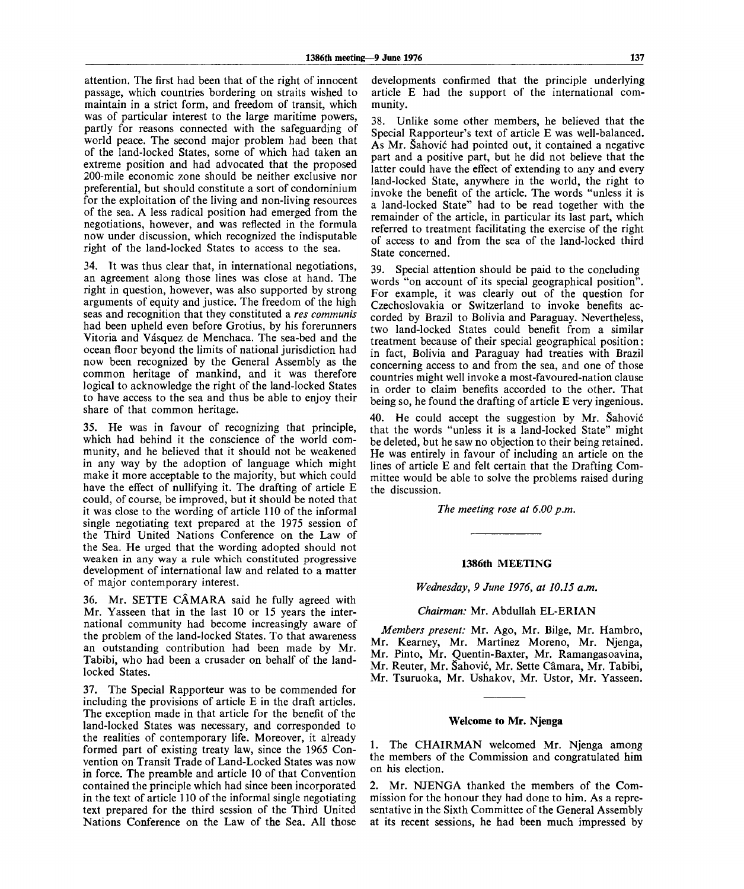attention. The first had been that of the right of innocent passage, which countries bordering on straits wished to maintain in a strict form, and freedom of transit, which was of particular interest to the large maritime powers, partly for reasons connected with the safeguarding of world peace. The second major problem had been that of the land-locked States, some of which had taken an extreme position and had advocated that the proposed 200-mile economic zone should be neither exclusive nor preferential, but should constitute a sort of condominium for the exploitation of the living and non-living resources of the sea. A less radical position had emerged from the negotiations, however, and was reflected in the formula now under discussion, which recognized the indisputable right of the land-locked States to access to the sea.

34. It was thus clear that, in international negotiations, an agreement along those lines was close at hand. The right in question, however, was also supported by strong arguments of equity and justice. The freedom of the high seas and recognition that they constituted a *res communis* had been upheld even before Grotius, by his forerunners Vitoria and Vásquez de Menchaca. The sea-bed and the ocean floor beyond the limits of national jurisdiction had now been recognized by the General Assembly as the common heritage of mankind, and it was therefore logical to acknowledge the right of the land-locked States to have access to the sea and thus be able to enjoy their share of that common heritage.

35. He was in favour of recognizing that principle, which had behind it the conscience of the world community, and he believed that it should not be weakened in any way by the adoption of language which might make it more acceptable to the majority, but which could have the effect of nullifying it. The drafting of article E could, of course, be improved, but it should be noted that it was close to the wording of article 110 of the informal single negotiating text prepared at the 1975 session of the Third United Nations Conference on the Law of the Sea. He urged that the wording adopted should not weaken in any way a rule which constituted progressive development of international law and related to a matter of major contemporary interest.

36. Mr. SETTE CÂMARA said he fully agreed with Mr. Yasseen that in the last 10 or 15 years the international community had become increasingly aware of the problem of the land-locked States. To that awareness an outstanding contribution had been made by Mr. Tabibi, who had been a crusader on behalf of the land-locked States.

37. The Special Rapporteur was to be commended for including the provisions of article E in the draft articles. The exception made in that article for the benefit of the land-locked States was necessary, and corresponded to the realities of contemporary life. Moreover, it already formed part of existing treaty law, since the 1965 Convention on Transit Trade of Land-Locked States was now in force. The preamble and article 10 of that Convention contained the principle which had since been incorporated in the text of article 110 of the informal single negotiating text prepared for the third session of the Third United Nations Conference on the Law of the Sea. All those developments confirmed that the principle underlying article E had the support of the international community.

38. Unlike some other members, he believed that the Special Rapporteur's text of article E was well-balanced. As Mr. Šahović had pointed out, it contained a negative part and a positive part, but he did not believe that the latter could have the effect of extending to any and every land-locked State, anywhere in the world, the right to invoke the benefit of the article. The words "unless it is a land-locked State" had to be read together with the remainder of the article, in particular its last part, which referred to treatment facilitating the exercise of the right of access to and from the sea of the land-locked third State concerned.

39. Special attention should be paid to the concluding words "on account of its special geographical position". For example, it was clearly out of the question for Czechoslovakia or Switzerland to invoke benefits accorded by Brazil to Bolivia and Paraguay. Nevertheless, two land-locked States could benefit from a similar treatment because of their special geographical position: in fact, Bolivia and Paraguay had treaties with Brazil concerning access to and from the sea, and one of those countries might well invoke a most-favoured-nation clause in order to claim benefits accorded to the other. That being so, he found the drafting of article E very ingenious.

40. He could accept the suggestion by Mr. Šahović that the words "unless it is a land-locked State" might be deleted, but he saw no objection to their being retained. He was entirely in favour of including an article on the lines of article E and felt certain that the Drafting Committee would be able to solve the problems raised during the discussion.

*The meeting rose at 6.00 p.m.*

---

## 1386th MEETING

*Wednesday, 9 June 1976, at 10.15 a.m.*

*Chairman:* Mr. Abdullah EL-ERIAN

*Members present:* Mr. Ago, Mr. Bilge, Mr. Hambro, Mr. Kearney, Mr. Martínez Moreno, Mr. Njenga, Mr. Pinto, Mr. Quentin-Baxter, Mr. Ramangasoavina, Mr. Reuter, Mr. Šahović, Mr. Sette Câmara, Mr. Tabibi, Mr. Tsuruoka, Mr. Ushakov, Mr. Ustor, Mr. Yasseen.

---

### Welcome to Mr. Njenga

1. The CHAIRMAN welcomed Mr. Njenga among the members of the Commission and congratulated him on his election.

2. Mr. NJENGA thanked the members of the Commission for the honour they had done to him. As a representative in the Sixth Committee of the General Assembly at its recent sessions, he had been much impressed by